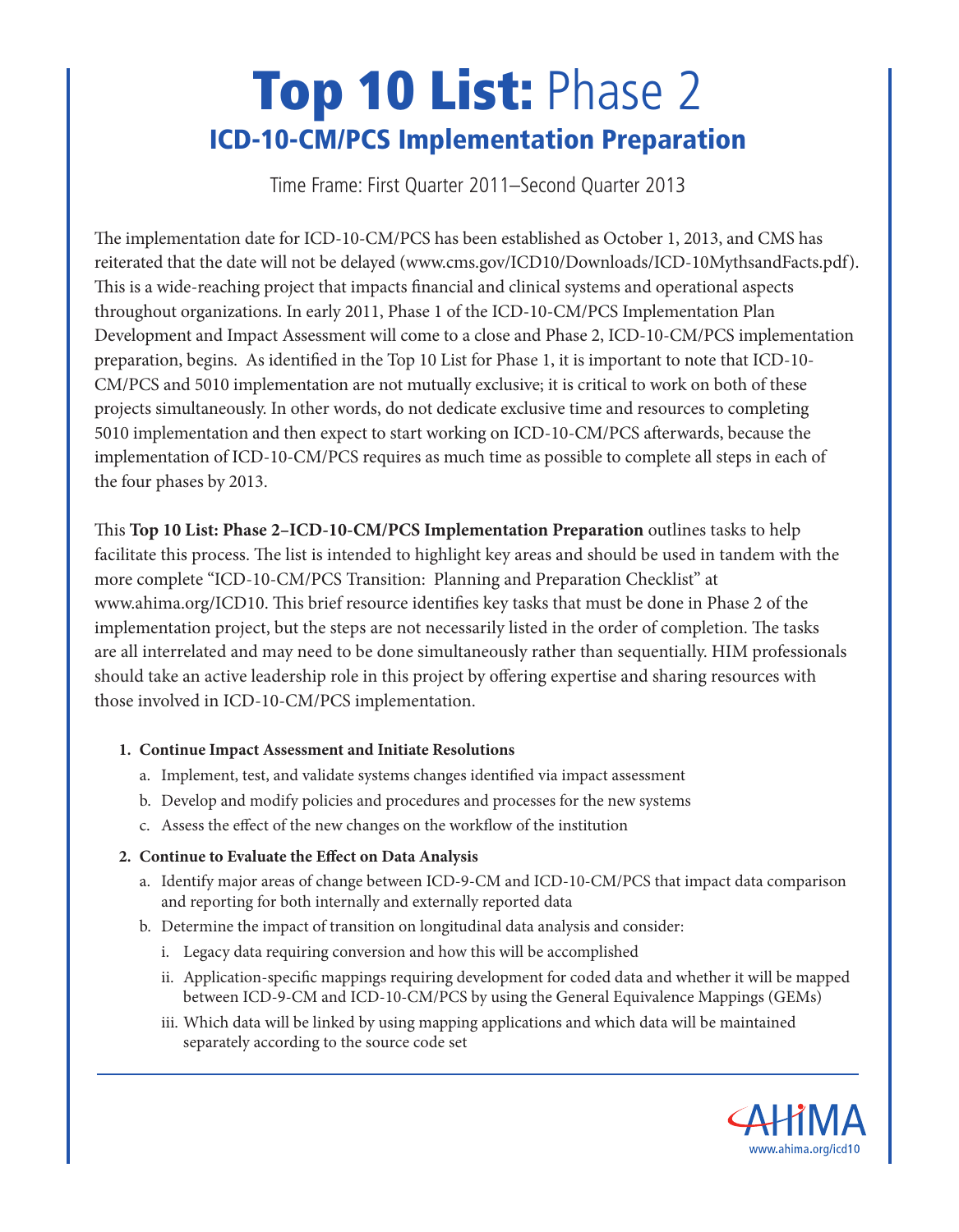# Top 10 List: Phase 2

## ICD-10-CM/PCS Implementation Preparation

Time Frame: First Quarter 2011–Second Quarter 2013

The implementation date for ICD-10-CM/PCS has been established as October 1, 2013, and CMS has reiterated that the date will not be delayed (www.cms.gov/ICD10/Downloads/ICD-10MythsandFacts.pdf). This is a wide-reaching project that impacts financial and clinical systems and operational aspects throughout organizations. In early 2011, Phase 1 of the ICD-10-CM/PCS Implementation Plan Development and Impact Assessment will come to a close and Phase 2, ICD-10-CM/PCS implementation preparation, begins. As identified in the Top 10 List for Phase 1, it is important to note that ICD-10-CM/PCS and 5010 implementation are not mutually exclusive; it is critical to work on both of these projects simultaneously. In other words, do not dedicate exclusive time and resources to completing 5010 implementation and then expect to start working on ICD-10-CM/PCS afterwards, because the implementation of ICD-10-CM/PCS requires as much time as possible to complete all steps in each of the four phases by 2013.

This **Top 10 List: Phase 2–ICD-10-CM/PCS Implementation Preparation** outlines tasks to help facilitate this process. The list is intended to highlight key areas and should be used in tandem with the more complete "ICD-10-CM/PCS Transition: Planning and Preparation Checklist" at www.ahima.org/ICD10. This brief resource identifies key tasks that must be done in Phase 2 of the implementation project, but the steps are not necessarily listed in the order of completion. The tasks are all interrelated and may need to be done simultaneously rather than sequentially. HIM professionals should take an active leadership role in this project by offering expertise and sharing resources with those involved in ICD-10-CM/PCS implementation.

1. **Continue Impact Assessment and Initiate Resolutions**
   a. Implement, test, and validate systems changes identified via impact assessment
   b. Develop and modify policies and procedures and processes for the new systems
   c. Assess the effect of the new changes on the workflow of the institution

2. **Continue to Evaluate the Effect on Data Analysis**
   a. Identify major areas of change between ICD-9-CM and ICD-10-CM/PCS that impact data comparison and reporting for both internally and externally reported data
   b. Determine the impact of transition on longitudinal data analysis and consider:
      i. Legacy data requiring conversion and how this will be accomplished
      ii. Application-specific mappings requiring development for coded data and whether it will be mapped between ICD-9-CM and ICD-10-CM/PCS by using the General Equivalence Mappings (GEMs)
      iii. Which data will be linked by using mapping applications and which data will be maintained separately according to the source code set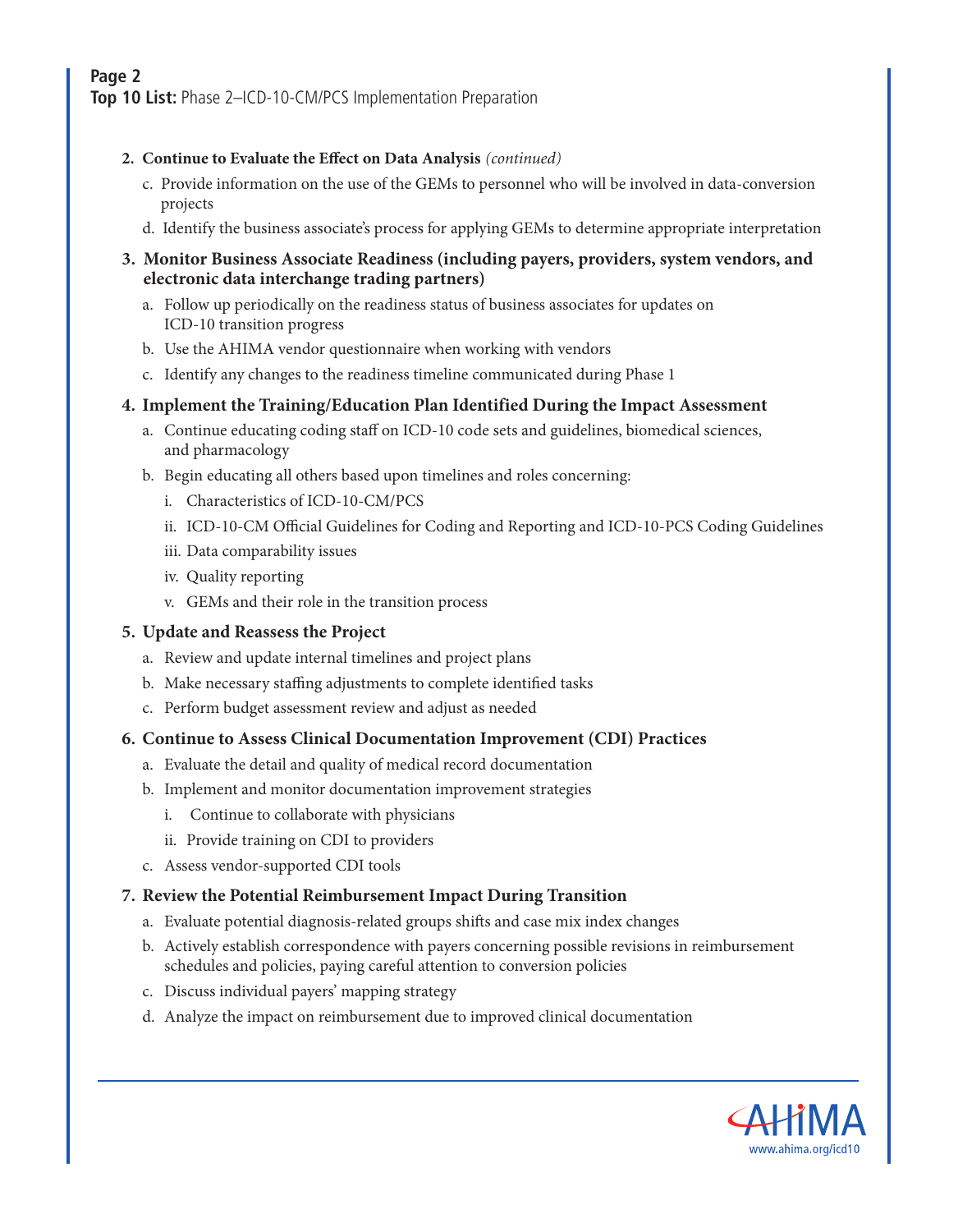2. **Continue to Evaluate the Effect on Data Analysis** *(continued)*
   - c. Provide information on the use of the GEMs to personnel who will be involved in data-conversion projects
   - d. Identify the business associate's process for applying GEMs to determine appropriate interpretation

3. **Monitor Business Associate Readiness (including payers, providers, system vendors, and electronic data interchange trading partners)**
   - a. Follow up periodically on the readiness status of business associates for updates on ICD-10 transition progress
   - b. Use the AHIMA vendor questionnaire when working with vendors
   - c. Identify any changes to the readiness timeline communicated during Phase 1

4. **Implement the Training/Education Plan Identified During the Impact Assessment**
   - a. Continue educating coding staff on ICD-10 code sets and guidelines, biomedical sciences, and pharmacology
   - b. Begin educating all others based upon timelines and roles concerning:
     - i. Characteristics of ICD-10-CM/PCS
     - ii. ICD-10-CM Official Guidelines for Coding and Reporting and ICD-10-PCS Coding Guidelines
     - iii. Data comparability issues
     - iv. Quality reporting
     - v. GEMs and their role in the transition process

5. **Update and Reassess the Project**
   - a. Review and update internal timelines and project plans
   - b. Make necessary staffing adjustments to complete identified tasks
   - c. Perform budget assessment review and adjust as needed

6. **Continue to Assess Clinical Documentation Improvement (CDI) Practices**
   - a. Evaluate the detail and quality of medical record documentation
   - b. Implement and monitor documentation improvement strategies
     - i. Continue to collaborate with physicians
     - ii. Provide training on CDI to providers
   - c. Assess vendor-supported CDI tools

7. **Review the Potential Reimbursement Impact During Transition**
   - a. Evaluate potential diagnosis-related groups shifts and case mix index changes
   - b. Actively establish correspondence with payers concerning possible revisions in reimbursement schedules and policies, paying careful attention to conversion policies
   - c. Discuss individual payers' mapping strategy
   - d. Analyze the impact on reimbursement due to improved clinical documentation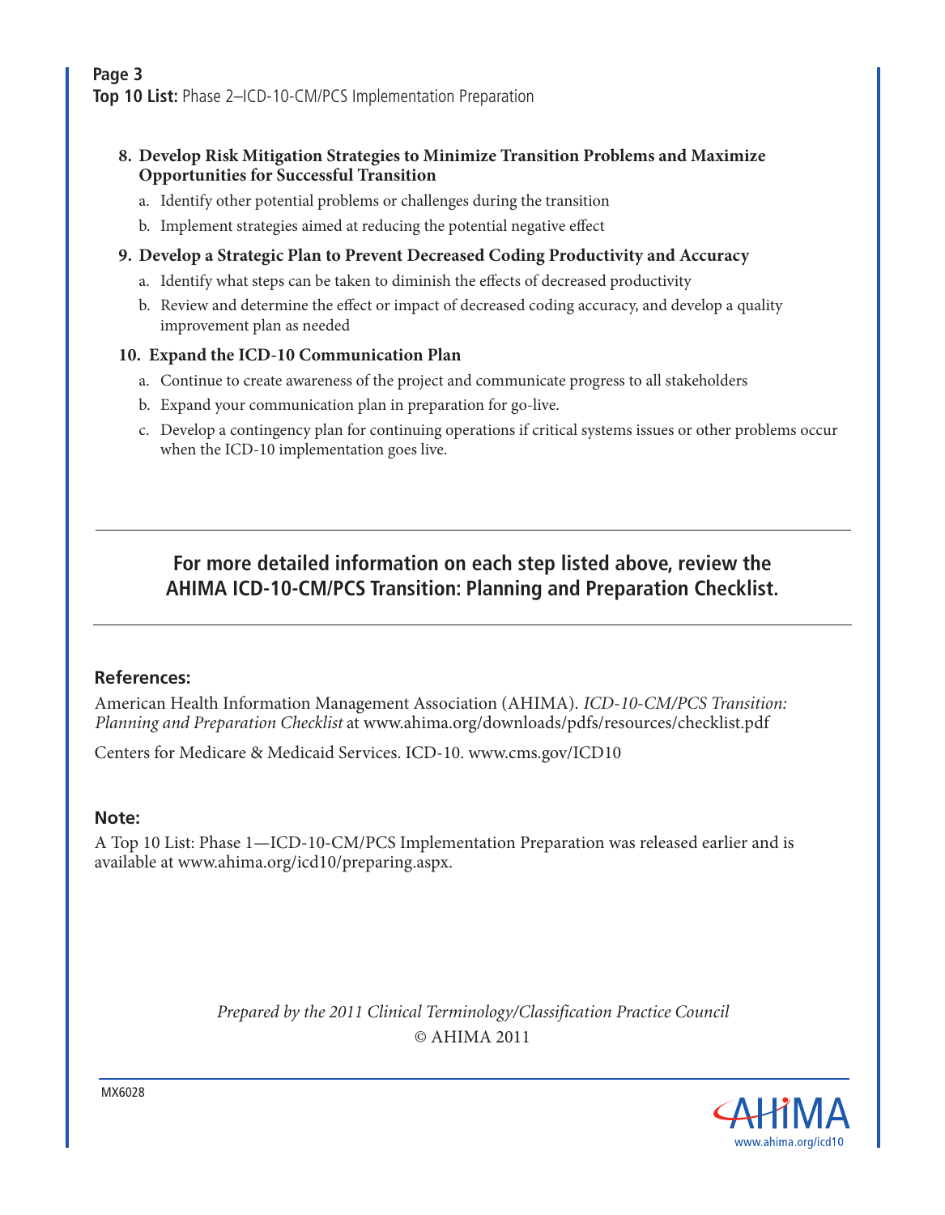8. **Develop Risk Mitigation Strategies to Minimize Transition Problems and Maximize Opportunities for Successful Transition**
   a. Identify other potential problems or challenges during the transition
   b. Implement strategies aimed at reducing the potential negative effect

9. **Develop a Strategic Plan to Prevent Decreased Coding Productivity and Accuracy**
   a. Identify what steps can be taken to diminish the effects of decreased productivity
   b. Review and determine the effect or impact of decreased coding accuracy, and develop a quality improvement plan as needed

10. **Expand the ICD-10 Communication Plan**
    a. Continue to create awareness of the project and communicate progress to all stakeholders
    b. Expand your communication plan in preparation for go-live.
    c. Develop a contingency plan for continuing operations if critical systems issues or other problems occur when the ICD-10 implementation goes live.

---

**For more detailed information on each step listed above, review the AHIMA ICD-10-CM/PCS Transition: Planning and Preparation Checklist.**

---

## References:

American Health Information Management Association (AHIMA). *ICD-10-CM/PCS Transition: Planning and Preparation Checklist* at www.ahima.org/downloads/pdfs/resources/checklist.pdf

Centers for Medicare & Medicaid Services. ICD-10. www.cms.gov/ICD10

## Note:

A Top 10 List: Phase 1—ICD-10-CM/PCS Implementation Preparation was released earlier and is available at www.ahima.org/icd10/preparing.aspx.

*Prepared by the 2011 Clinical Terminology/Classification Practice Council*
© AHIMA 2011

MX6028

AHIMA
www.ahima.org/icd10